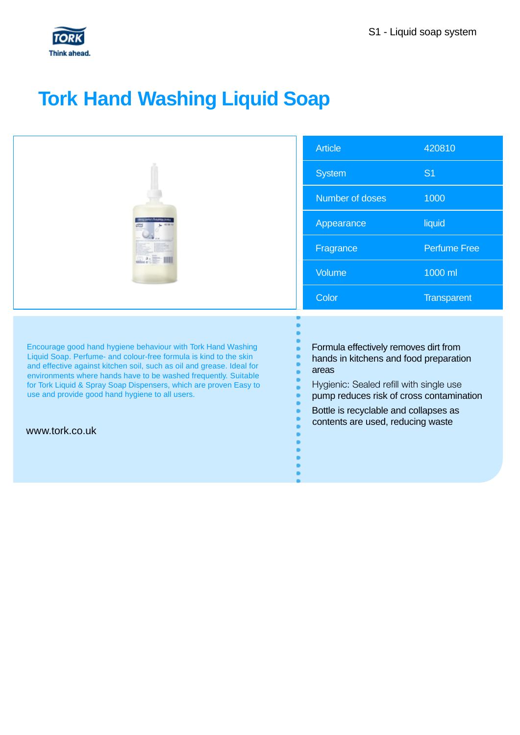S1 - Liquid soap system

# Tork Hand Washing Liquid Soap

| Article | 420810 |
| --- | --- |
| System | S1 |
| Number of doses | 1000 |
| Appearance | liquid |
| Fragrance | Perfume Free |
| Volume | 1000 ml |
| Color | Transparent |

Encourage good hand hygiene behaviour with Tork Hand Washing Liquid Soap. Perfume- and colour-free formula is kind to the skin and effective against kitchen soil, such as oil and grease. Ideal for environments where hands have to be washed frequently. Suitable for Tork Liquid & Spray Soap Dispensers, which are proven Easy to use and provide good hand hygiene to all users.

www.tork.co.uk

- Formula effectively removes dirt from hands in kitchens and food preparation areas
- Hygienic: Sealed refill with single use pump reduces risk of cross contamination
- Bottle is recyclable and collapses as contents are used, reducing waste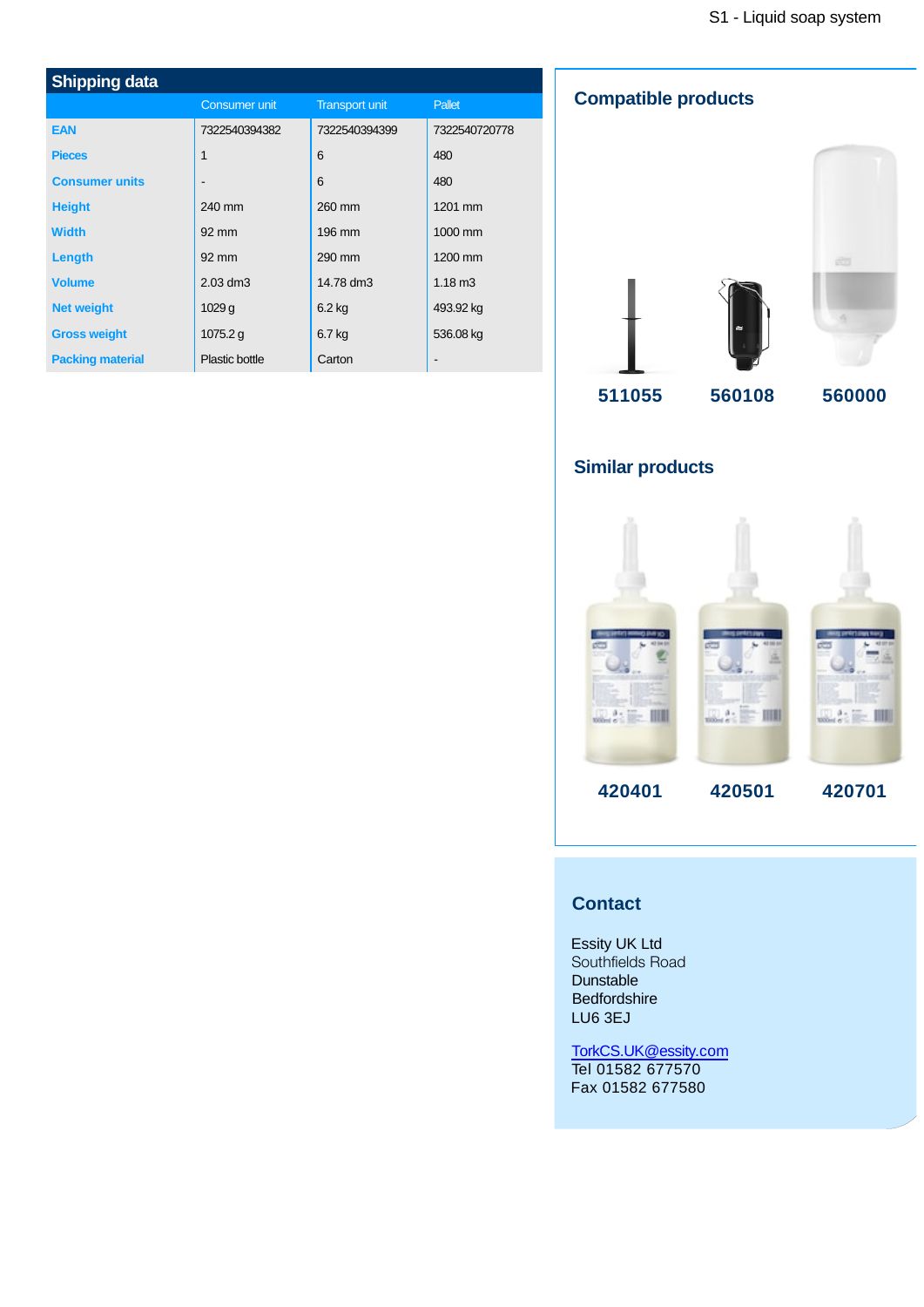## Shipping data

| | Consumer unit | Transport unit | Pallet |
|---|---|---|---|
| **EAN** | 7322540394382 | 7322540394399 | 7322540720778 |
| **Pieces** | 1 | 6 | 480 |
| **Consumer units** | - | 6 | 480 |
| **Height** | 240 mm | 260 mm | 1201 mm |
| **Width** | 92 mm | 196 mm | 1000 mm |
| **Length** | 92 mm | 290 mm | 1200 mm |
| **Volume** | 2.03 dm3 | 14.78 dm3 | 1.18 m3 |
| **Net weight** | 1029 g | 6.2 kg | 493.92 kg |
| **Gross weight** | 1075.2 g | 6.7 kg | 536.08 kg |
| **Packing material** | Plastic bottle | Carton | - |

## Compatible products

511055 560108 560000

## Similar products

420401 420501 420701

## Contact

Essity UK Ltd
Southfields Road
Dunstable
Bedfordshire
LU6 3EJ

TorkCS.UK@essity.com
Tel 01582 677570
Fax 01582 677580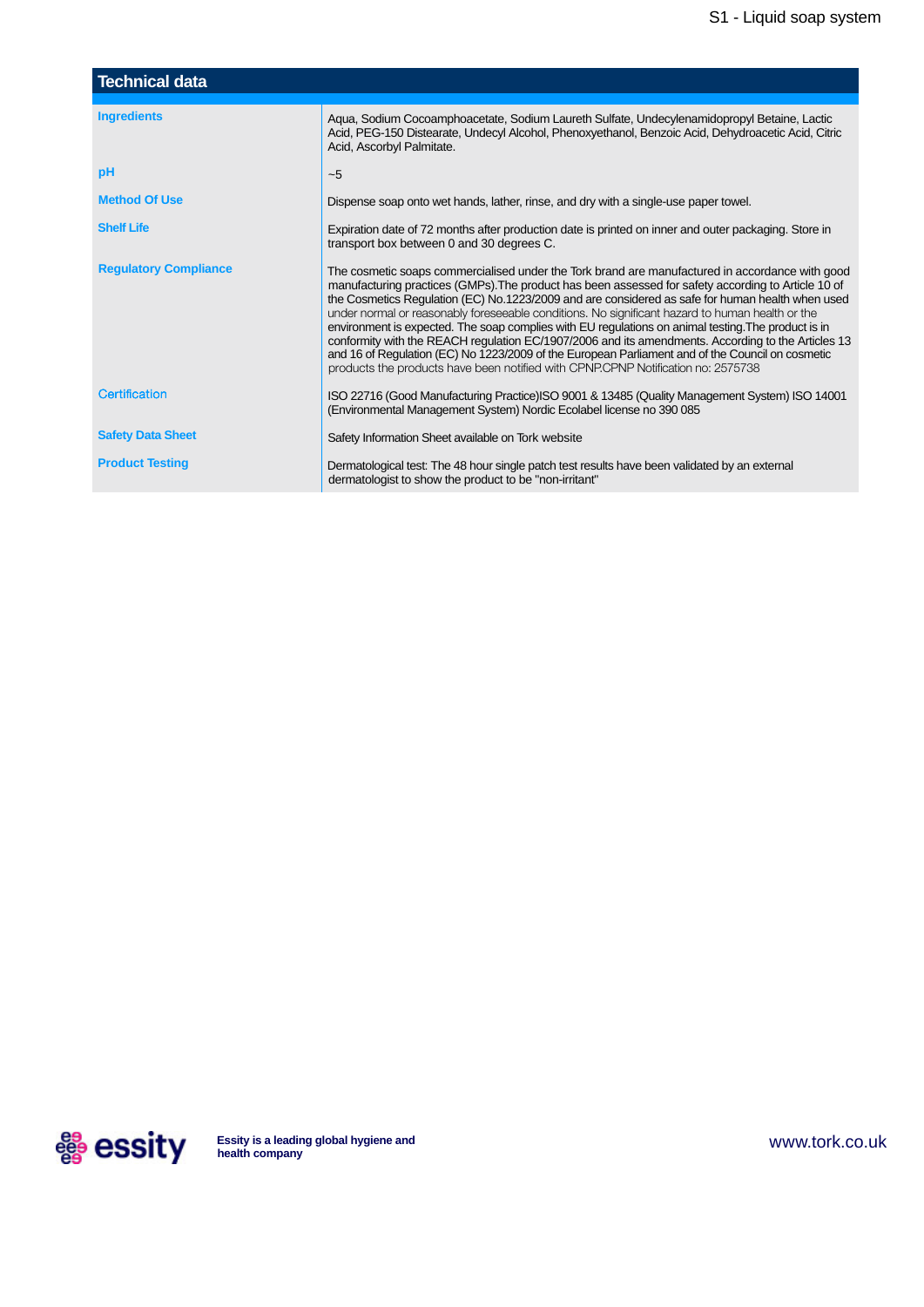## Technical data

| | |
|---|---|
| **Ingredients** | Aqua, Sodium Cocoamphoacetate, Sodium Laureth Sulfate, Undecylenamidopropyl Betaine, Lactic Acid, PEG-150 Distearate, Undecyl Alcohol, Phenoxyethanol, Benzoic Acid, Dehydroacetic Acid, Citric Acid, Ascorbyl Palmitate. |
| **pH** | ~5 |
| **Method Of Use** | Dispense soap onto wet hands, lather, rinse, and dry with a single-use paper towel. |
| **Shelf Life** | Expiration date of 72 months after production date is printed on inner and outer packaging. Store in transport box between 0 and 30 degrees C. |
| **Regulatory Compliance** | The cosmetic soaps commercialised under the Tork brand are manufactured in accordance with good manufacturing practices (GMPs).The product has been assessed for safety according to Article 10 of the Cosmetics Regulation (EC) No.1223/2009 and are considered as safe for human health when used under normal or reasonably foreseeable conditions. No significant hazard to human health or the environment is expected. The soap complies with EU regulations on animal testing.The product is in conformity with the REACH regulation EC/1907/2006 and its amendments. According to the Articles 13 and 16 of Regulation (EC) No 1223/2009 of the European Parliament and of the Council on cosmetic products the products have been notified with CPNP.CPNP Notification no: 2575738 |
| **Certification** | ISO 22716 (Good Manufacturing Practice)ISO 9001 & 13485 (Quality Management System) ISO 14001 (Environmental Management System) Nordic Ecolabel license no 390 085 |
| **Safety Data Sheet** | Safety Information Sheet available on Tork website |
| **Product Testing** | Dermatological test: The 48 hour single patch test results have been validated by an external dermatologist to show the product to be "non-irritant" |

essity

**Essity is a leading global hygiene and health company**

www.tork.co.uk